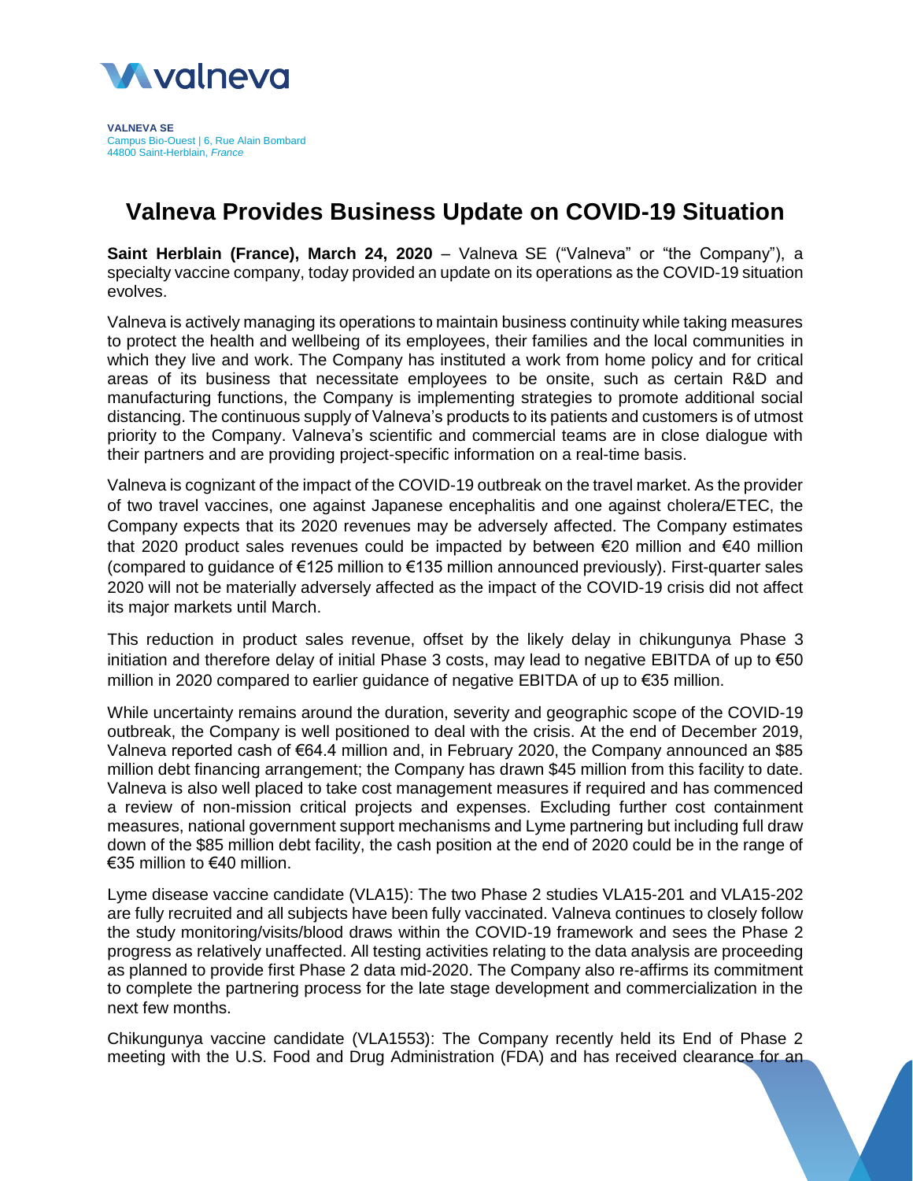**VALNEVA SE**
Campus Bio-Ouest | 6, Rue Alain Bombard
44800 Saint-Herblain, *France*

# Valneva Provides Business Update on COVID-19 Situation

**Saint Herblain (France), March 24, 2020** – Valneva SE ("Valneva" or "the Company"), a specialty vaccine company, today provided an update on its operations as the COVID-19 situation evolves.

Valneva is actively managing its operations to maintain business continuity while taking measures to protect the health and wellbeing of its employees, their families and the local communities in which they live and work. The Company has instituted a work from home policy and for critical areas of its business that necessitate employees to be onsite, such as certain R&D and manufacturing functions, the Company is implementing strategies to promote additional social distancing. The continuous supply of Valneva's products to its patients and customers is of utmost priority to the Company. Valneva's scientific and commercial teams are in close dialogue with their partners and are providing project-specific information on a real-time basis.

Valneva is cognizant of the impact of the COVID-19 outbreak on the travel market. As the provider of two travel vaccines, one against Japanese encephalitis and one against cholera/ETEC, the Company expects that its 2020 revenues may be adversely affected. The Company estimates that 2020 product sales revenues could be impacted by between €20 million and €40 million (compared to guidance of €125 million to €135 million announced previously). First-quarter sales 2020 will not be materially adversely affected as the impact of the COVID-19 crisis did not affect its major markets until March.

This reduction in product sales revenue, offset by the likely delay in chikungunya Phase 3 initiation and therefore delay of initial Phase 3 costs, may lead to negative EBITDA of up to €50 million in 2020 compared to earlier guidance of negative EBITDA of up to €35 million.

While uncertainty remains around the duration, severity and geographic scope of the COVID-19 outbreak, the Company is well positioned to deal with the crisis. At the end of December 2019, Valneva reported cash of €64.4 million and, in February 2020, the Company announced an $85 million debt financing arrangement; the Company has drawn $45 million from this facility to date. Valneva is also well placed to take cost management measures if required and has commenced a review of non-mission critical projects and expenses. Excluding further cost containment measures, national government support mechanisms and Lyme partnering but including full draw down of the $85 million debt facility, the cash position at the end of 2020 could be in the range of €35 million to €40 million.

Lyme disease vaccine candidate (VLA15): The two Phase 2 studies VLA15-201 and VLA15-202 are fully recruited and all subjects have been fully vaccinated. Valneva continues to closely follow the study monitoring/visits/blood draws within the COVID-19 framework and sees the Phase 2 progress as relatively unaffected. All testing activities relating to the data analysis are proceeding as planned to provide first Phase 2 data mid-2020. The Company also re-affirms its commitment to complete the partnering process for the late stage development and commercialization in the next few months.

Chikungunya vaccine candidate (VLA1553): The Company recently held its End of Phase 2 meeting with the U.S. Food and Drug Administration (FDA) and has received clearance for an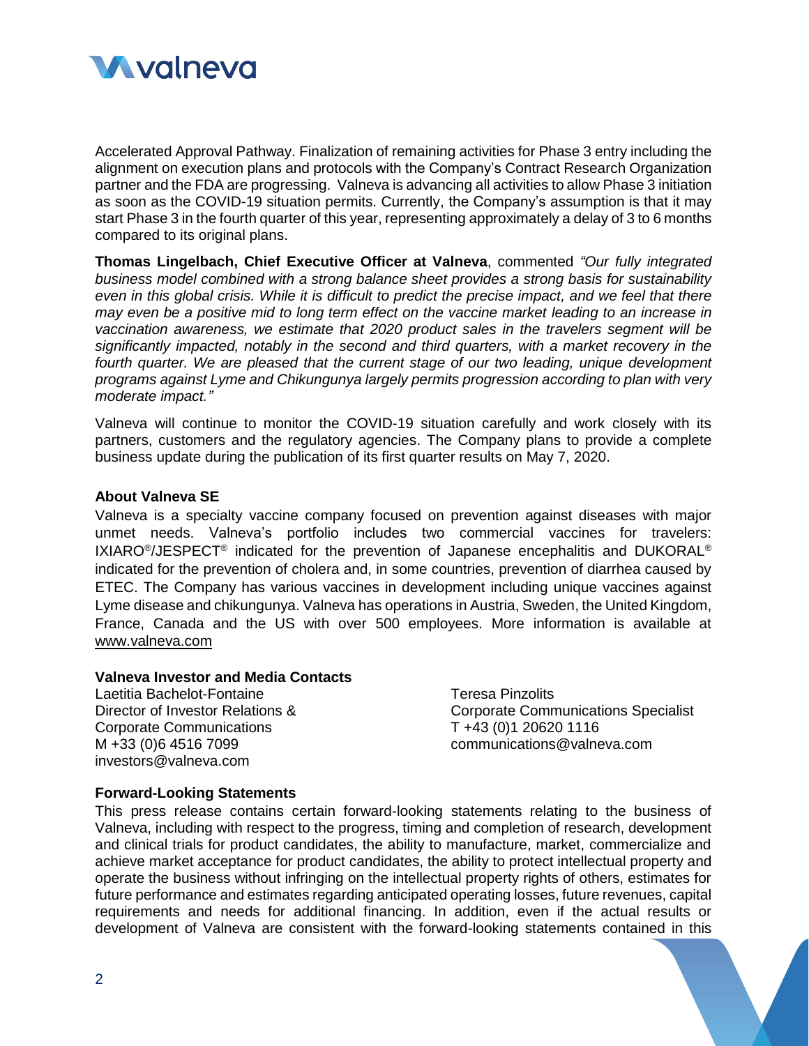Accelerated Approval Pathway. Finalization of remaining activities for Phase 3 entry including the alignment on execution plans and protocols with the Company's Contract Research Organization partner and the FDA are progressing. Valneva is advancing all activities to allow Phase 3 initiation as soon as the COVID-19 situation permits. Currently, the Company's assumption is that it may start Phase 3 in the fourth quarter of this year, representing approximately a delay of 3 to 6 months compared to its original plans.

**Thomas Lingelbach, Chief Executive Officer at Valneva**, commented *"Our fully integrated business model combined with a strong balance sheet provides a strong basis for sustainability even in this global crisis. While it is difficult to predict the precise impact, and we feel that there may even be a positive mid to long term effect on the vaccine market leading to an increase in vaccination awareness, we estimate that 2020 product sales in the travelers segment will be significantly impacted, notably in the second and third quarters, with a market recovery in the fourth quarter. We are pleased that the current stage of our two leading, unique development programs against Lyme and Chikungunya largely permits progression according to plan with very moderate impact."*

Valneva will continue to monitor the COVID-19 situation carefully and work closely with its partners, customers and the regulatory agencies. The Company plans to provide a complete business update during the publication of its first quarter results on May 7, 2020.

**About Valneva SE**

Valneva is a specialty vaccine company focused on prevention against diseases with major unmet needs. Valneva's portfolio includes two commercial vaccines for travelers: IXIARO®/JESPECT® indicated for the prevention of Japanese encephalitis and DUKORAL® indicated for the prevention of cholera and, in some countries, prevention of diarrhea caused by ETEC. The Company has various vaccines in development including unique vaccines against Lyme disease and chikungunya. Valneva has operations in Austria, Sweden, the United Kingdom, France, Canada and the US with over 500 employees. More information is available at www.valneva.com

**Valneva Investor and Media Contacts**

Laetitia Bachelot-Fontaine
Director of Investor Relations & Corporate Communications
M +33 (0)6 4516 7099
investors@valneva.com

Teresa Pinzolits
Corporate Communications Specialist
T +43 (0)1 20620 1116
communications@valneva.com

**Forward-Looking Statements**

This press release contains certain forward-looking statements relating to the business of Valneva, including with respect to the progress, timing and completion of research, development and clinical trials for product candidates, the ability to manufacture, market, commercialize and achieve market acceptance for product candidates, the ability to protect intellectual property and operate the business without infringing on the intellectual property rights of others, estimates for future performance and estimates regarding anticipated operating losses, future revenues, capital requirements and needs for additional financing. In addition, even if the actual results or development of Valneva are consistent with the forward-looking statements contained in this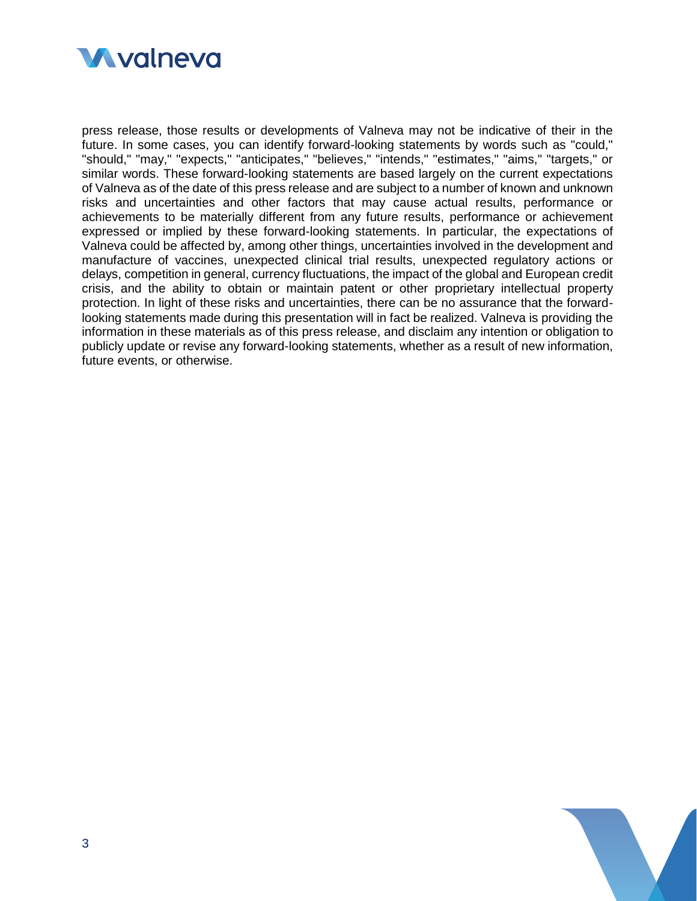press release, those results or developments of Valneva may not be indicative of their in the future. In some cases, you can identify forward-looking statements by words such as "could," "should," "may," "expects," "anticipates," "believes," "intends," "estimates," "aims," "targets," or similar words. These forward-looking statements are based largely on the current expectations of Valneva as of the date of this press release and are subject to a number of known and unknown risks and uncertainties and other factors that may cause actual results, performance or achievements to be materially different from any future results, performance or achievement expressed or implied by these forward-looking statements. In particular, the expectations of Valneva could be affected by, among other things, uncertainties involved in the development and manufacture of vaccines, unexpected clinical trial results, unexpected regulatory actions or delays, competition in general, currency fluctuations, the impact of the global and European credit crisis, and the ability to obtain or maintain patent or other proprietary intellectual property protection. In light of these risks and uncertainties, there can be no assurance that the forward-looking statements made during this presentation will in fact be realized. Valneva is providing the information in these materials as of this press release, and disclaim any intention or obligation to publicly update or revise any forward-looking statements, whether as a result of new information, future events, or otherwise.